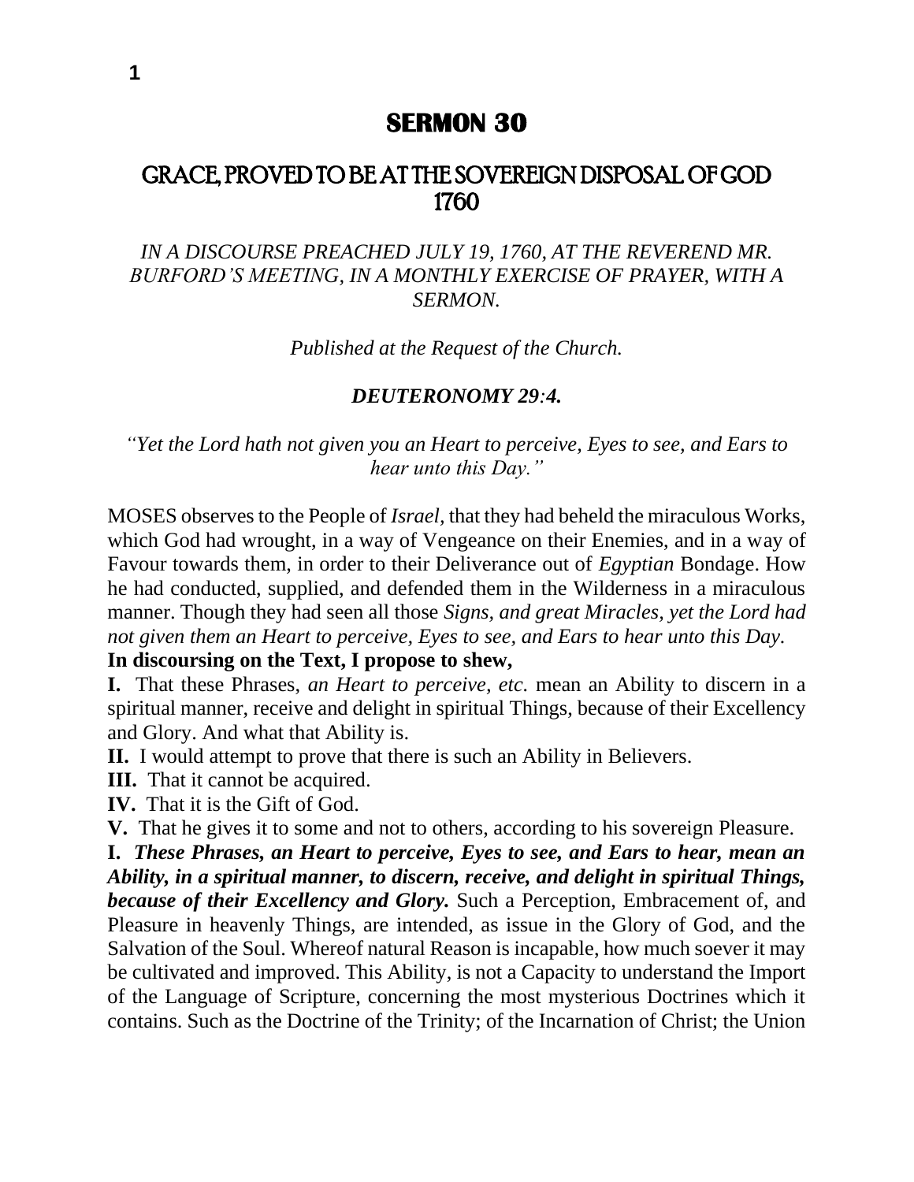# SERMON 30

## GRACE, PROVED TO BE AT THE SOVEREIGN DISPOSAL OF GOD 1760

*IN A DISCOURSE PREACHED JULY 19, 1760, AT THE REVEREND MR. BURFORD'S MEETING, IN A MONTHLY EXERCISE OF PRAYER, WITH A SERMON.*

*Published at the Request of the Church.*

***DEUTERONOMY 29:4.***

*"Yet the Lord hath not given you an Heart to perceive, Eyes to see, and Ears to hear unto this Day."*

MOSES observes to the People of *Israel*, that they had beheld the miraculous Works, which God had wrought, in a way of Vengeance on their Enemies, and in a way of Favour towards them, in order to their Deliverance out of *Egyptian* Bondage. How he had conducted, supplied, and defended them in the Wilderness in a miraculous manner. Though they had seen all those *Signs, and great Miracles, yet the Lord had not given them an Heart to perceive, Eyes to see, and Ears to hear unto this Day.*

**In discoursing on the Text, I propose to shew,**

**I.** That these Phrases, *an Heart to perceive, etc.* mean an Ability to discern in a spiritual manner, receive and delight in spiritual Things, because of their Excellency and Glory. And what that Ability is.

**II.** I would attempt to prove that there is such an Ability in Believers.

**III.** That it cannot be acquired.

**IV.** That it is the Gift of God.

**V.** That he gives it to some and not to others, according to his sovereign Pleasure.

**I.** ***These Phrases, an Heart to perceive, Eyes to see, and Ears to hear, mean an Ability, in a spiritual manner, to discern, receive, and delight in spiritual Things, because of their Excellency and Glory.*** Such a Perception, Embracement of, and Pleasure in heavenly Things, are intended, as issue in the Glory of God, and the Salvation of the Soul. Whereof natural Reason is incapable, how much soever it may be cultivated and improved. This Ability, is not a Capacity to understand the Import of the Language of Scripture, concerning the most mysterious Doctrines which it contains. Such as the Doctrine of the Trinity; of the Incarnation of Christ; the Union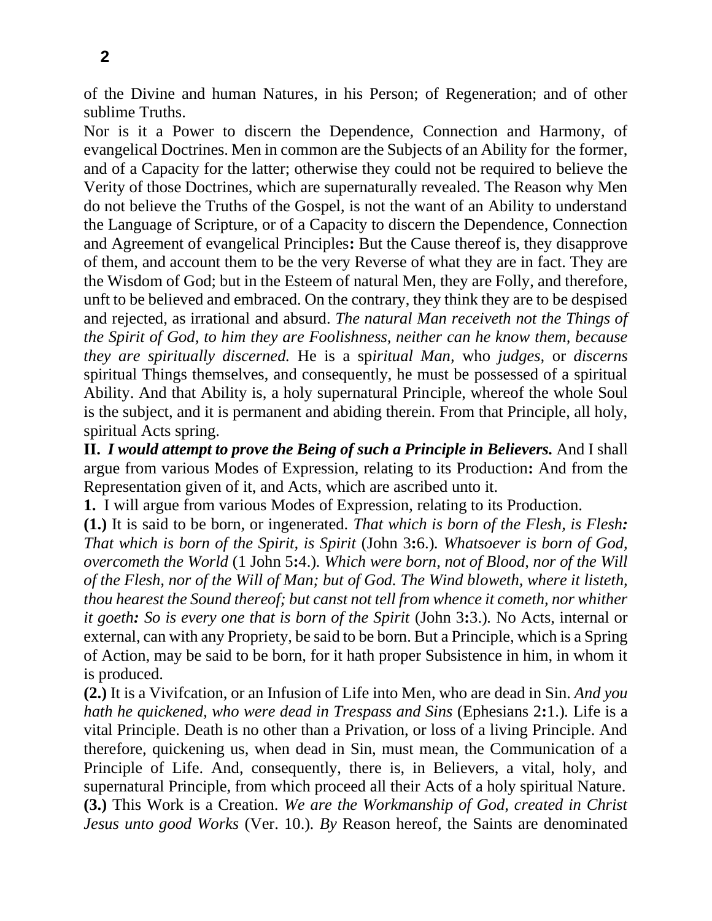of the Divine and human Natures, in his Person; of Regeneration; and of other sublime Truths.

Nor is it a Power to discern the Dependence, Connection and Harmony, of evangelical Doctrines. Men in common are the Subjects of an Ability for the former, and of a Capacity for the latter; otherwise they could not be required to believe the Verity of those Doctrines, which are supernaturally revealed. The Reason why Men do not believe the Truths of the Gospel, is not the want of an Ability to understand the Language of Scripture, or of a Capacity to discern the Dependence, Connection and Agreement of evangelical Principles**:** But the Cause thereof is, they disapprove of them, and account them to be the very Reverse of what they are in fact. They are the Wisdom of God; but in the Esteem of natural Men, they are Folly, and therefore, unft to be believed and embraced. On the contrary, they think they are to be despised and rejected, as irrational and absurd. *The natural Man receiveth not the Things of the Spirit of God, to him they are Foolishness, neither can he know them, because they are spiritually discerned.* He is a sp*iritual Man,* who *judges,* or *discerns* spiritual Things themselves, and consequently, he must be possessed of a spiritual Ability. And that Ability is, a holy supernatural Principle, whereof the whole Soul is the subject, and it is permanent and abiding therein. From that Principle, all holy, spiritual Acts spring.

**II.** ***I would attempt to prove the Being of such a Principle in Believers.*** And I shall argue from various Modes of Expression, relating to its Production**:** And from the Representation given of it, and Acts, which are ascribed unto it.

**1.** I will argue from various Modes of Expression, relating to its Production.

**(1.)** It is said to be born, or ingenerated. *That which is born of the Flesh, is Flesh***:** *That which is born of the Spirit, is Spirit* (John 3**:**6.). *Whatsoever is born of God, overcometh the World* (1 John 5**:**4.). *Which were born, not of Blood, nor of the Will of the Flesh, nor of the Will of Man; but of God. The Wind bloweth, where it listeth, thou hearest the Sound thereof; but canst not tell from whence it cometh, nor whither it goeth***:** *So is every one that is born of the Spirit* (John 3**:**3.). No Acts, internal or external, can with any Propriety, be said to be born. But a Principle, which is a Spring of Action, may be said to be born, for it hath proper Subsistence in him, in whom it is produced.

**(2.)** It is a Vivifcation, or an Infusion of Life into Men, who are dead in Sin. *And you hath he quickened, who were dead in Trespass and Sins* (Ephesians 2**:**1.). Life is a vital Principle. Death is no other than a Privation, or loss of a living Principle. And therefore, quickening us, when dead in Sin, must mean, the Communication of a Principle of Life. And, consequently, there is, in Believers, a vital, holy, and supernatural Principle, from which proceed all their Acts of a holy spiritual Nature.

**(3.)** This Work is a Creation. *We are the Workmanship of God, created in Christ Jesus unto good Works* (Ver. 10.). *By* Reason hereof, the Saints are denominated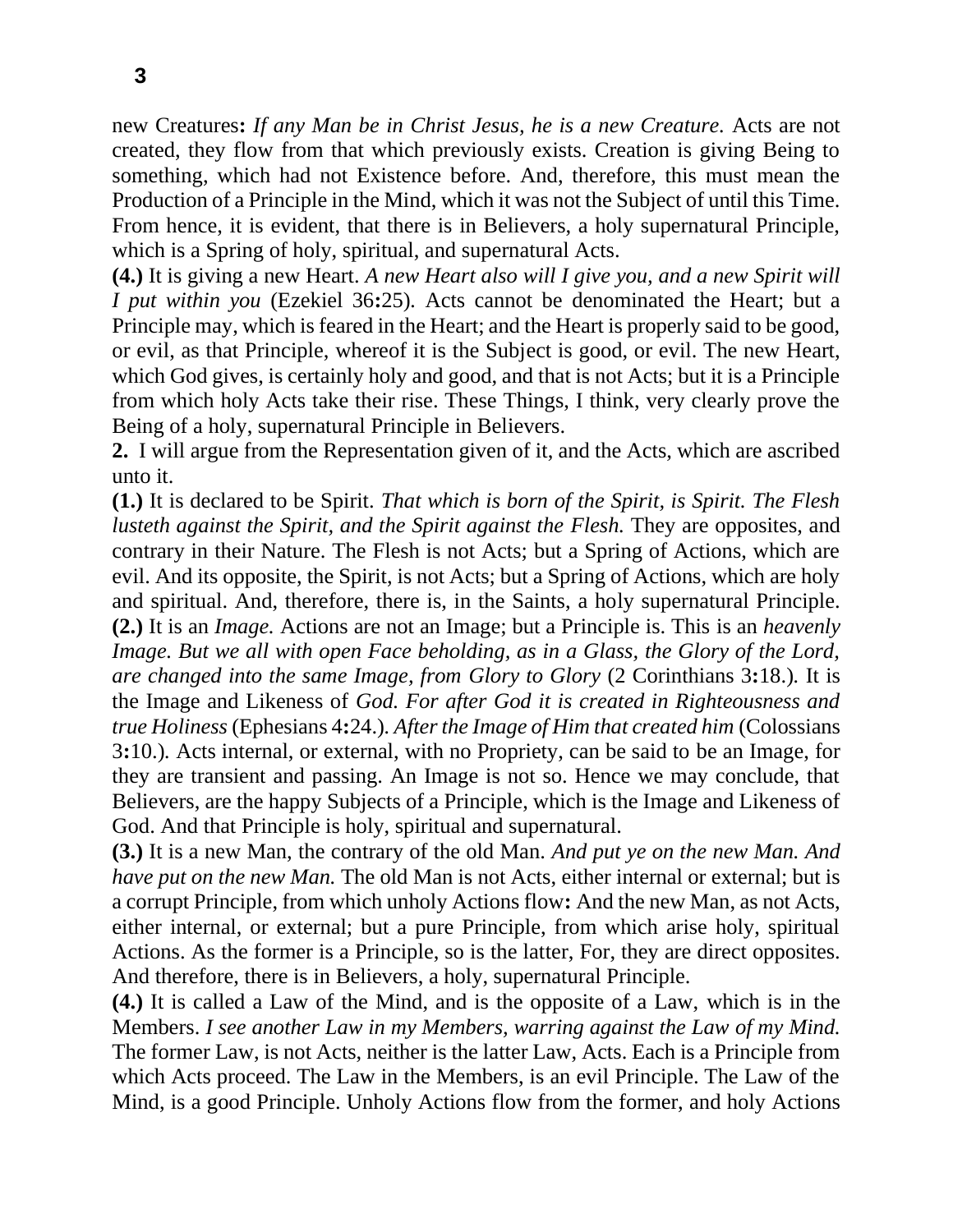new Creatures**:** *If any Man be in Christ Jesus, he is a new Creature.* Acts are not created, they flow from that which previously exists. Creation is giving Being to something, which had not Existence before. And, therefore, this must mean the Production of a Principle in the Mind, which it was not the Subject of until this Time. From hence, it is evident, that there is in Believers, a holy supernatural Principle, which is a Spring of holy, spiritual, and supernatural Acts.

**(4.)** It is giving a new Heart. *A new Heart also will I give you, and a new Spirit will I put within you* (Ezekiel 36**:**25). Acts cannot be denominated the Heart; but a Principle may, which is feared in the Heart; and the Heart is properly said to be good, or evil, as that Principle, whereof it is the Subject is good, or evil. The new Heart, which God gives, is certainly holy and good, and that is not Acts; but it is a Principle from which holy Acts take their rise. These Things, I think, very clearly prove the Being of a holy, supernatural Principle in Believers.

**2.** I will argue from the Representation given of it, and the Acts, which are ascribed unto it.

**(1.)** It is declared to be Spirit. *That which is born of the Spirit, is Spirit. The Flesh lusteth against the Spirit, and the Spirit against the Flesh.* They are opposites, and contrary in their Nature. The Flesh is not Acts; but a Spring of Actions, which are evil. And its opposite, the Spirit, is not Acts; but a Spring of Actions, which are holy and spiritual. And, therefore, there is, in the Saints, a holy supernatural Principle.

**(2.)** It is an *Image.* Actions are not an Image; but a Principle is. This is an *heavenly Image. But we all with open Face beholding, as in a Glass, the Glory of the Lord, are changed into the same Image, from Glory to Glory* (2 Corinthians 3**:**18.). It is the Image and Likeness of *God. For after God it is created in Righteousness and true Holiness* (Ephesians 4**:**24.). *After the Image of Him that created him* (Colossians 3**:**10.). Acts internal, or external, with no Propriety, can be said to be an Image, for they are transient and passing. An Image is not so. Hence we may conclude, that Believers, are the happy Subjects of a Principle, which is the Image and Likeness of God. And that Principle is holy, spiritual and supernatural.

**(3.)** It is a new Man, the contrary of the old Man. *And put ye on the new Man. And have put on the new Man.* The old Man is not Acts, either internal or external; but is a corrupt Principle, from which unholy Actions flow**:** And the new Man, as not Acts, either internal, or external; but a pure Principle, from which arise holy, spiritual Actions. As the former is a Principle, so is the latter, For, they are direct opposites. And therefore, there is in Believers, a holy, supernatural Principle.

**(4.)** It is called a Law of the Mind, and is the opposite of a Law, which is in the Members. *I see another Law in my Members, warring against the Law of my Mind.* The former Law, is not Acts, neither is the latter Law, Acts. Each is a Principle from which Acts proceed. The Law in the Members, is an evil Principle. The Law of the Mind, is a good Principle. Unholy Actions flow from the former, and holy Actions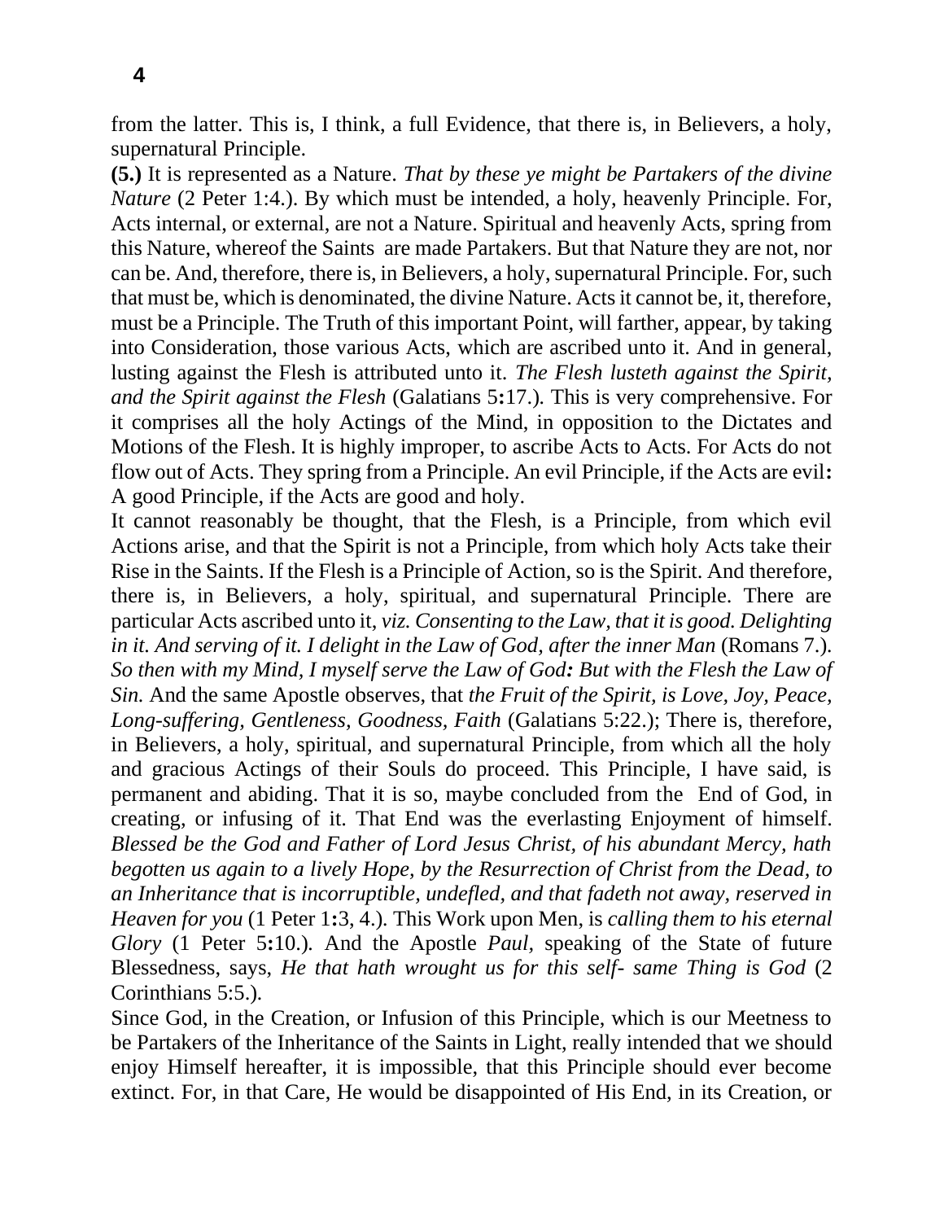from the latter. This is, I think, a full Evidence, that there is, in Believers, a holy, supernatural Principle.

**(5.)** It is represented as a Nature. *That by these ye might be Partakers of the divine Nature* (2 Peter 1:4.). By which must be intended, a holy, heavenly Principle. For, Acts internal, or external, are not a Nature. Spiritual and heavenly Acts, spring from this Nature, whereof the Saints are made Partakers. But that Nature they are not, nor can be. And, therefore, there is, in Believers, a holy, supernatural Principle. For, such that must be, which is denominated, the divine Nature. Acts it cannot be, it, therefore, must be a Principle. The Truth of this important Point, will farther, appear, by taking into Consideration, those various Acts, which are ascribed unto it. And in general, lusting against the Flesh is attributed unto it. *The Flesh lusteth against the Spirit, and the Spirit against the Flesh* (Galatians 5**:**17.)*.* This is very comprehensive. For it comprises all the holy Actings of the Mind, in opposition to the Dictates and Motions of the Flesh. It is highly improper, to ascribe Acts to Acts. For Acts do not flow out of Acts. They spring from a Principle. An evil Principle, if the Acts are evil**:** A good Principle, if the Acts are good and holy.

It cannot reasonably be thought, that the Flesh, is a Principle, from which evil Actions arise, and that the Spirit is not a Principle, from which holy Acts take their Rise in the Saints. If the Flesh is a Principle of Action, so is the Spirit. And therefore, there is, in Believers, a holy, spiritual, and supernatural Principle. There are particular Acts ascribed unto it, *viz. Consenting to the Law, that it is good. Delighting in it. And serving of it. I delight in the Law of God, after the inner Man* (Romans 7.)*. So then with my Mind, I myself serve the Law of God***:** *But with the Flesh the Law of Sin.* And the same Apostle observes, that *the Fruit of the Spirit, is Love, Joy, Peace, Long-suffering, Gentleness, Goodness, Faith* (Galatians 5:22.); There is, therefore, in Believers, a holy, spiritual, and supernatural Principle, from which all the holy and gracious Actings of their Souls do proceed. This Principle, I have said, is permanent and abiding. That it is so, maybe concluded from the End of God, in creating, or infusing of it. That End was the everlasting Enjoyment of himself. *Blessed be the God and Father of Lord Jesus Christ, of his abundant Mercy, hath begotten us again to a lively Hope, by the Resurrection of Christ from the Dead, to an Inheritance that is incorruptible, undefled, and that fadeth not away, reserved in Heaven for you* (1 Peter 1**:**3, 4.)*.* This Work upon Men, is *calling them to his eternal Glory* (1 Peter 5**:**10.)*.* And the Apostle *Paul,* speaking of the State of future Blessedness, says, *He that hath wrought us for this self- same Thing is God* (2 Corinthians 5:5.)*.*

Since God, in the Creation, or Infusion of this Principle, which is our Meetness to be Partakers of the Inheritance of the Saints in Light, really intended that we should enjoy Himself hereafter, it is impossible, that this Principle should ever become extinct. For, in that Care, He would be disappointed of His End, in its Creation, or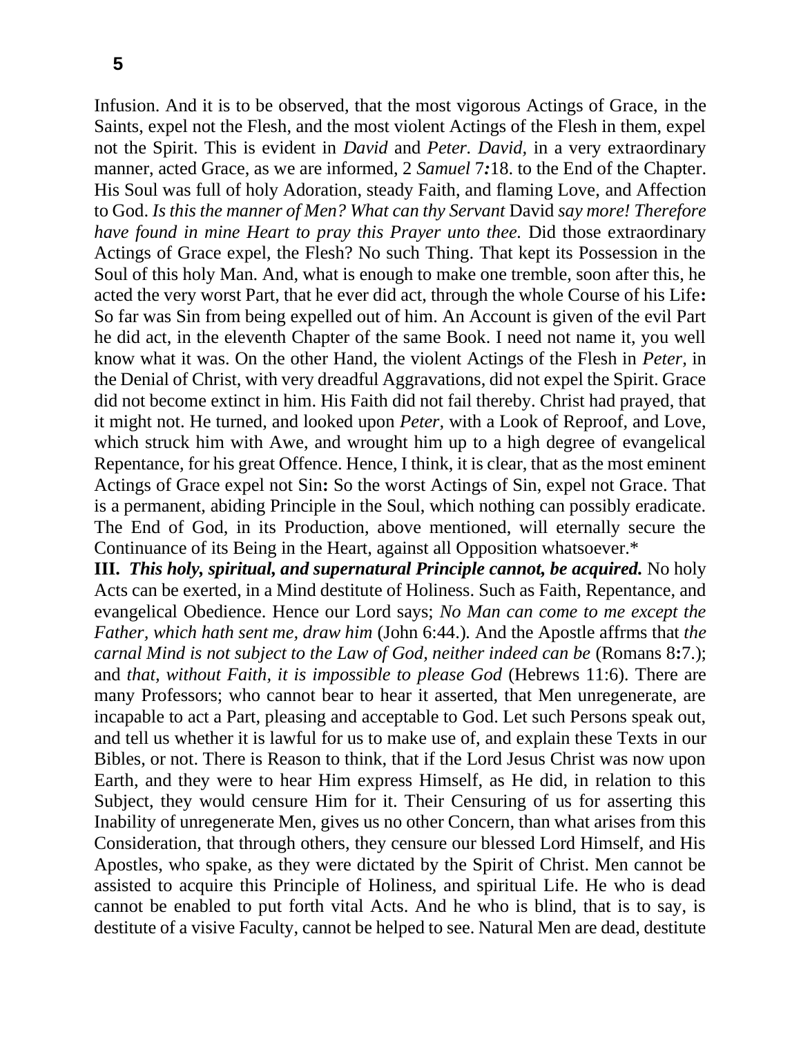Infusion. And it is to be observed, that the most vigorous Actings of Grace, in the Saints, expel not the Flesh, and the most violent Actings of the Flesh in them, expel not the Spirit. This is evident in *David* and *Peter*. *David,* in a very extraordinary manner, acted Grace, as we are informed, 2 *Samuel* 7*:*18. to the End of the Chapter. His Soul was full of holy Adoration, steady Faith, and flaming Love, and Affection to God. *Is this the manner of Men? What can thy Servant* David *say more! Therefore have found in mine Heart to pray this Prayer unto thee.* Did those extraordinary Actings of Grace expel, the Flesh? No such Thing. That kept its Possession in the Soul of this holy Man. And, what is enough to make one tremble, soon after this, he acted the very worst Part, that he ever did act, through the whole Course of his Life**:** So far was Sin from being expelled out of him. An Account is given of the evil Part he did act, in the eleventh Chapter of the same Book. I need not name it, you well know what it was. On the other Hand, the violent Actings of the Flesh in *Peter,* in the Denial of Christ, with very dreadful Aggravations, did not expel the Spirit. Grace did not become extinct in him. His Faith did not fail thereby. Christ had prayed, that it might not. He turned, and looked upon *Peter,* with a Look of Reproof, and Love, which struck him with Awe, and wrought him up to a high degree of evangelical Repentance, for his great Offence. Hence, I think, it is clear, that as the most eminent Actings of Grace expel not Sin**:** So the worst Actings of Sin, expel not Grace. That is a permanent, abiding Principle in the Soul, which nothing can possibly eradicate. The End of God, in its Production, above mentioned, will eternally secure the Continuance of its Being in the Heart, against all Opposition whatsoever.*

**III.** ***This holy, spiritual, and supernatural Principle cannot, be acquired.*** No holy Acts can be exerted, in a Mind destitute of Holiness. Such as Faith, Repentance, and evangelical Obedience. Hence our Lord says; *No Man can come to me except the Father, which hath sent me, draw him* (John 6:44.)*.* And the Apostle affrms that *the carnal Mind is not subject to the Law of God, neither indeed can be* (Romans 8**:**7.); and *that, without Faith, it is impossible to please God* (Hebrews 11:6). There are many Professors; who cannot bear to hear it asserted, that Men unregenerate, are incapable to act a Part, pleasing and acceptable to God. Let such Persons speak out, and tell us whether it is lawful for us to make use of, and explain these Texts in our Bibles, or not. There is Reason to think, that if the Lord Jesus Christ was now upon Earth, and they were to hear Him express Himself, as He did, in relation to this Subject, they would censure Him for it. Their Censuring of us for asserting this Inability of unregenerate Men, gives us no other Concern, than what arises from this Consideration, that through others, they censure our blessed Lord Himself, and His Apostles, who spake, as they were dictated by the Spirit of Christ. Men cannot be assisted to acquire this Principle of Holiness, and spiritual Life. He who is dead cannot be enabled to put forth vital Acts. And he who is blind, that is to say, is destitute of a visive Faculty, cannot be helped to see. Natural Men are dead, destitute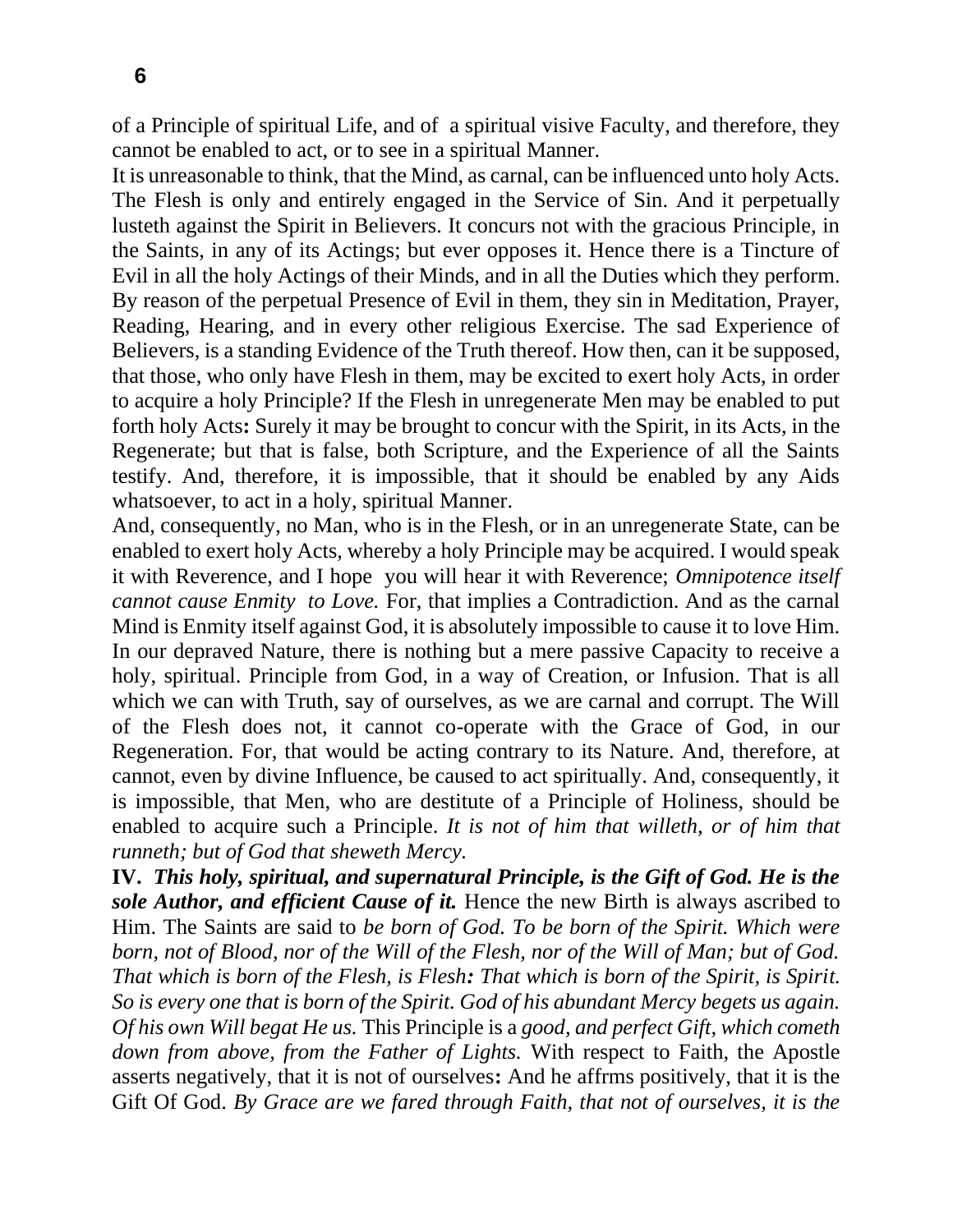of a Principle of spiritual Life, and of a spiritual visive Faculty, and therefore, they cannot be enabled to act, or to see in a spiritual Manner.

It is unreasonable to think, that the Mind, as carnal, can be influenced unto holy Acts. The Flesh is only and entirely engaged in the Service of Sin. And it perpetually lusteth against the Spirit in Believers. It concurs not with the gracious Principle, in the Saints, in any of its Actings; but ever opposes it. Hence there is a Tincture of Evil in all the holy Actings of their Minds, and in all the Duties which they perform. By reason of the perpetual Presence of Evil in them, they sin in Meditation, Prayer, Reading, Hearing, and in every other religious Exercise. The sad Experience of Believers, is a standing Evidence of the Truth thereof. How then, can it be supposed, that those, who only have Flesh in them, may be excited to exert holy Acts, in order to acquire a holy Principle? If the Flesh in unregenerate Men may be enabled to put forth holy Acts**:** Surely it may be brought to concur with the Spirit, in its Acts, in the Regenerate; but that is false, both Scripture, and the Experience of all the Saints testify. And, therefore, it is impossible, that it should be enabled by any Aids whatsoever, to act in a holy, spiritual Manner.

And, consequently, no Man, who is in the Flesh, or in an unregenerate State, can be enabled to exert holy Acts, whereby a holy Principle may be acquired. I would speak it with Reverence, and I hope you will hear it with Reverence; *Omnipotence itself cannot cause Enmity to Love.* For, that implies a Contradiction. And as the carnal Mind is Enmity itself against God, it is absolutely impossible to cause it to love Him. In our depraved Nature, there is nothing but a mere passive Capacity to receive a holy, spiritual. Principle from God, in a way of Creation, or Infusion. That is all which we can with Truth, say of ourselves, as we are carnal and corrupt. The Will of the Flesh does not, it cannot co-operate with the Grace of God, in our Regeneration. For, that would be acting contrary to its Nature. And, therefore, at cannot, even by divine Influence, be caused to act spiritually. And, consequently, it is impossible, that Men, who are destitute of a Principle of Holiness, should be enabled to acquire such a Principle. *It is not of him that willeth, or of him that runneth; but of God that sheweth Mercy.*

**IV.** ***This holy, spiritual, and supernatural Principle, is the Gift of God. He is the sole Author, and efficient Cause of it.*** Hence the new Birth is always ascribed to Him. The Saints are said to *be born of God. To be born of the Spirit. Which were born, not of Blood, nor of the Will of the Flesh, nor of the Will of Man; but of God. That which is born of the Flesh, is Flesh**:** That which is born of the Spirit, is Spirit. So is every one that is born of the Spirit. God of his abundant Mercy begets us again. Of his own Will begat He us.* This Principle is a *good, and perfect Gift, which cometh down from above, from the Father of Lights.* With respect to Faith, the Apostle asserts negatively, that it is not of ourselves**:** And he affrms positively, that it is the Gift Of God. *By Grace are we fared through Faith, that not of ourselves, it is the*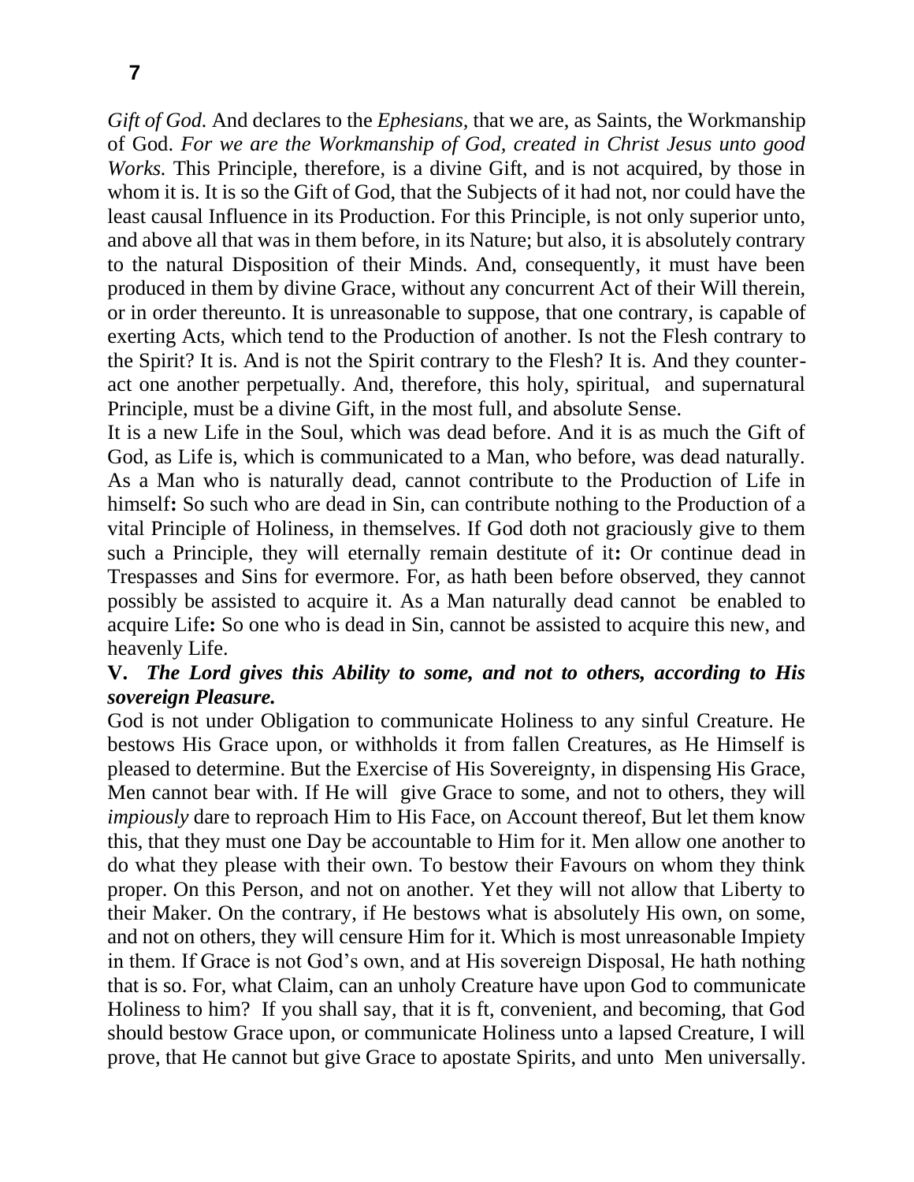*Gift of God.* And declares to the *Ephesians,* that we are, as Saints, the Workmanship of God. *For we are the Workmanship of God, created in Christ Jesus unto good Works.* This Principle, therefore, is a divine Gift, and is not acquired, by those in whom it is. It is so the Gift of God, that the Subjects of it had not, nor could have the least causal Influence in its Production. For this Principle, is not only superior unto, and above all that was in them before, in its Nature; but also, it is absolutely contrary to the natural Disposition of their Minds. And, consequently, it must have been produced in them by divine Grace, without any concurrent Act of their Will therein, or in order thereunto. It is unreasonable to suppose, that one contrary, is capable of exerting Acts, which tend to the Production of another. Is not the Flesh contrary to the Spirit? It is. And is not the Spirit contrary to the Flesh? It is. And they counteract one another perpetually. And, therefore, this holy, spiritual, and supernatural Principle, must be a divine Gift, in the most full, and absolute Sense.

It is a new Life in the Soul, which was dead before. And it is as much the Gift of God, as Life is, which is communicated to a Man, who before, was dead naturally. As a Man who is naturally dead, cannot contribute to the Production of Life in himself**:** So such who are dead in Sin, can contribute nothing to the Production of a vital Principle of Holiness, in themselves. If God doth not graciously give to them such a Principle, they will eternally remain destitute of it**:** Or continue dead in Trespasses and Sins for evermore. For, as hath been before observed, they cannot possibly be assisted to acquire it. As a Man naturally dead cannot be enabled to acquire Life**:** So one who is dead in Sin, cannot be assisted to acquire this new, and heavenly Life.

**V.** ***The Lord gives this Ability to some, and not to others, according to His sovereign Pleasure.***

God is not under Obligation to communicate Holiness to any sinful Creature. He bestows His Grace upon, or withholds it from fallen Creatures, as He Himself is pleased to determine. But the Exercise of His Sovereignty, in dispensing His Grace, Men cannot bear with. If He will give Grace to some, and not to others, they will *impiously* dare to reproach Him to His Face, on Account thereof, But let them know this, that they must one Day be accountable to Him for it. Men allow one another to do what they please with their own. To bestow their Favours on whom they think proper. On this Person, and not on another. Yet they will not allow that Liberty to their Maker. On the contrary, if He bestows what is absolutely His own, on some, and not on others, they will censure Him for it. Which is most unreasonable Impiety in them. If Grace is not God's own, and at His sovereign Disposal, He hath nothing that is so. For, what Claim, can an unholy Creature have upon God to communicate Holiness to him? If you shall say, that it is ft, convenient, and becoming, that God should bestow Grace upon, or communicate Holiness unto a lapsed Creature, I will prove, that He cannot but give Grace to apostate Spirits, and unto Men universally.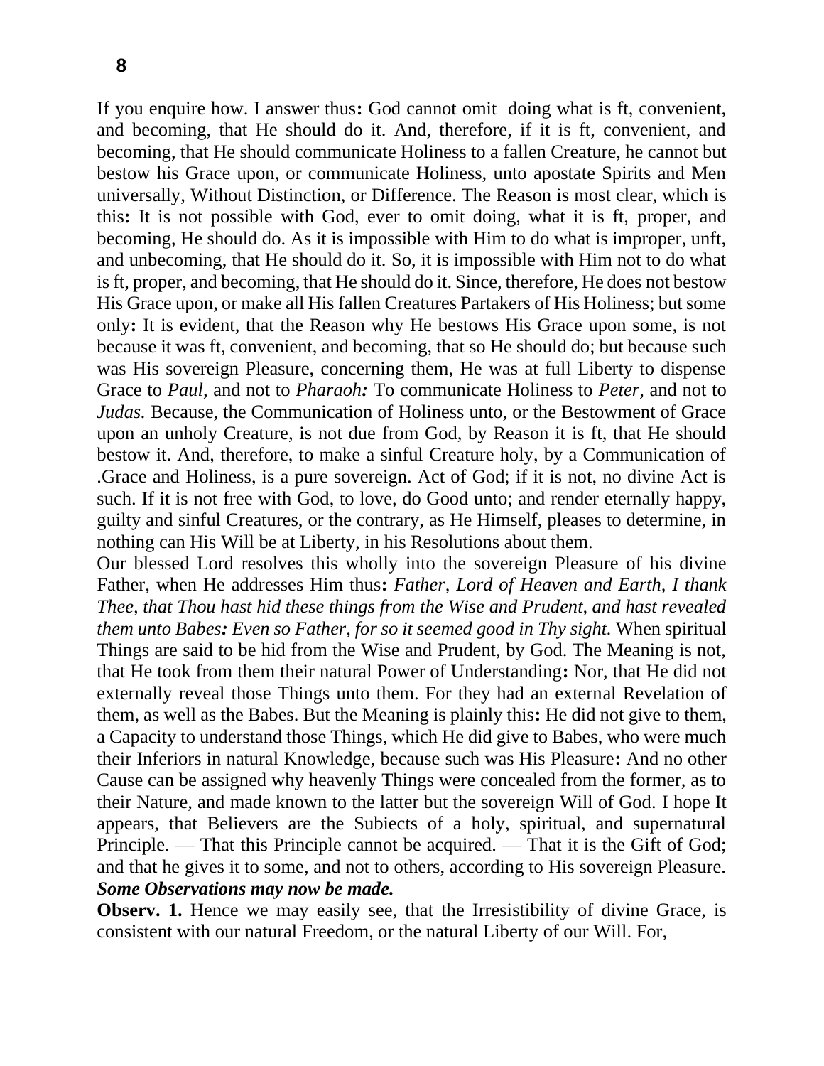If you enquire how. I answer thus**:** God cannot omit doing what is ft, convenient, and becoming, that He should do it. And, therefore, if it is ft, convenient, and becoming, that He should communicate Holiness to a fallen Creature, he cannot but bestow his Grace upon, or communicate Holiness, unto apostate Spirits and Men universally, Without Distinction, or Difference. The Reason is most clear, which is this**:** It is not possible with God, ever to omit doing, what it is ft, proper, and becoming, He should do. As it is impossible with Him to do what is improper, unft, and unbecoming, that He should do it. So, it is impossible with Him not to do what is ft, proper, and becoming, that He should do it. Since, therefore, He does not bestow His Grace upon, or make all His fallen Creatures Partakers of His Holiness; but some only**:** It is evident, that the Reason why He bestows His Grace upon some, is not because it was ft, convenient, and becoming, that so He should do; but because such was His sovereign Pleasure, concerning them, He was at full Liberty to dispense Grace to *Paul,* and not to *Pharaoh:* To communicate Holiness to *Peter,* and not to *Judas.* Because, the Communication of Holiness unto, or the Bestowment of Grace upon an unholy Creature, is not due from God, by Reason it is ft, that He should bestow it. And, therefore, to make a sinful Creature holy, by a Communication of .Grace and Holiness, is a pure sovereign. Act of God; if it is not, no divine Act is such. If it is not free with God, to love, do Good unto; and render eternally happy, guilty and sinful Creatures, or the contrary, as He Himself, pleases to determine, in nothing can His Will be at Liberty, in his Resolutions about them.

Our blessed Lord resolves this wholly into the sovereign Pleasure of his divine Father, when He addresses Him thus**:** *Father, Lord of Heaven and Earth, I thank Thee, that Thou hast hid these things from the Wise and Prudent, and hast revealed them unto Babes: Even so Father, for so it seemed good in Thy sight.* When spiritual Things are said to be hid from the Wise and Prudent, by God. The Meaning is not, that He took from them their natural Power of Understanding**:** Nor, that He did not externally reveal those Things unto them. For they had an external Revelation of them, as well as the Babes. But the Meaning is plainly this**:** He did not give to them, a Capacity to understand those Things, which He did give to Babes, who were much their Inferiors in natural Knowledge, because such was His Pleasure**:** And no other Cause can be assigned why heavenly Things were concealed from the former, as to their Nature, and made known to the latter but the sovereign Will of God. I hope It appears, that Believers are the Subiects of a holy, spiritual, and supernatural Principle. — That this Principle cannot be acquired. — That it is the Gift of God; and that he gives it to some, and not to others, according to His sovereign Pleasure.

***Some Observations may now be made.***

**Observ. 1.** Hence we may easily see, that the Irresistibility of divine Grace, is consistent with our natural Freedom, or the natural Liberty of our Will. For,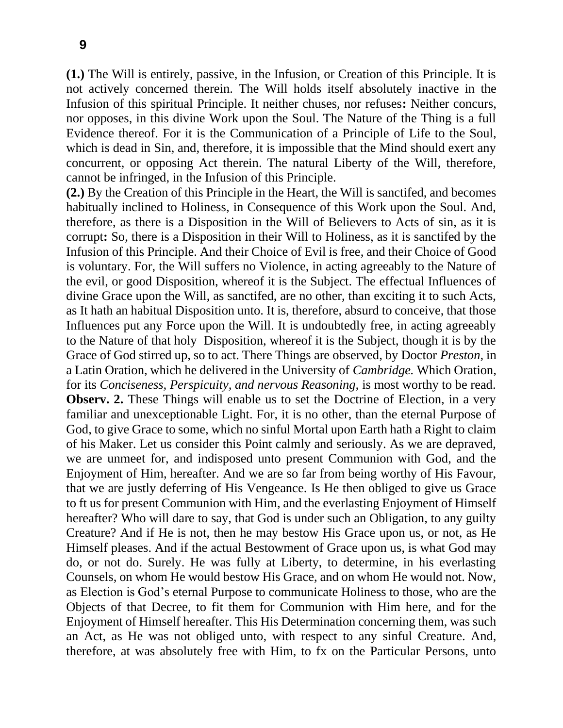**(1.)** The Will is entirely, passive, in the Infusion, or Creation of this Principle. It is not actively concerned therein. The Will holds itself absolutely inactive in the Infusion of this spiritual Principle. It neither chuses, nor refuses**:** Neither concurs, nor opposes, in this divine Work upon the Soul. The Nature of the Thing is a full Evidence thereof. For it is the Communication of a Principle of Life to the Soul, which is dead in Sin, and, therefore, it is impossible that the Mind should exert any concurrent, or opposing Act therein. The natural Liberty of the Will, therefore, cannot be infringed, in the Infusion of this Principle.

**(2.)** By the Creation of this Principle in the Heart, the Will is sanctifed, and becomes habitually inclined to Holiness, in Consequence of this Work upon the Soul. And, therefore, as there is a Disposition in the Will of Believers to Acts of sin, as it is corrupt**:** So, there is a Disposition in their Will to Holiness, as it is sanctifed by the Infusion of this Principle. And their Choice of Evil is free, and their Choice of Good is voluntary. For, the Will suffers no Violence, in acting agreeably to the Nature of the evil, or good Disposition, whereof it is the Subject. The effectual Influences of divine Grace upon the Will, as sanctifed, are no other, than exciting it to such Acts, as It hath an habitual Disposition unto. It is, therefore, absurd to conceive, that those Influences put any Force upon the Will. It is undoubtedly free, in acting agreeably to the Nature of that holy  Disposition, whereof it is the Subject, though it is by the Grace of God stirred up, so to act. There Things are observed, by Doctor *Preston,* in a Latin Oration, which he delivered in the University of *Cambridge.* Which Oration, for its *Conciseness, Perspicuity, and nervous Reasoning,* is most worthy to be read.

**Observ. 2.** These Things will enable us to set the Doctrine of Election, in a very familiar and unexceptionable Light. For, it is no other, than the eternal Purpose of God, to give Grace to some, which no sinful Mortal upon Earth hath a Right to claim of his Maker. Let us consider this Point calmly and seriously. As we are depraved, we are unmeet for, and indisposed unto present Communion with God, and the Enjoyment of Him, hereafter. And we are so far from being worthy of His Favour, that we are justly deferring of His Vengeance. Is He then obliged to give us Grace to ft us for present Communion with Him, and the everlasting Enjoyment of Himself hereafter? Who will dare to say, that God is under such an Obligation, to any guilty Creature? And if He is not, then he may bestow His Grace upon us, or not, as He Himself pleases. And if the actual Bestowment of Grace upon us, is what God may do, or not do. Surely. He was fully at Liberty, to determine, in his everlasting Counsels, on whom He would bestow His Grace, and on whom He would not. Now, as Election is God's eternal Purpose to communicate Holiness to those, who are the Objects of that Decree, to fit them for Communion with Him here, and for the Enjoyment of Himself hereafter. This His Determination concerning them, was such an Act, as He was not obliged unto, with respect to any sinful Creature. And, therefore, at was absolutely free with Him, to fx on the Particular Persons, unto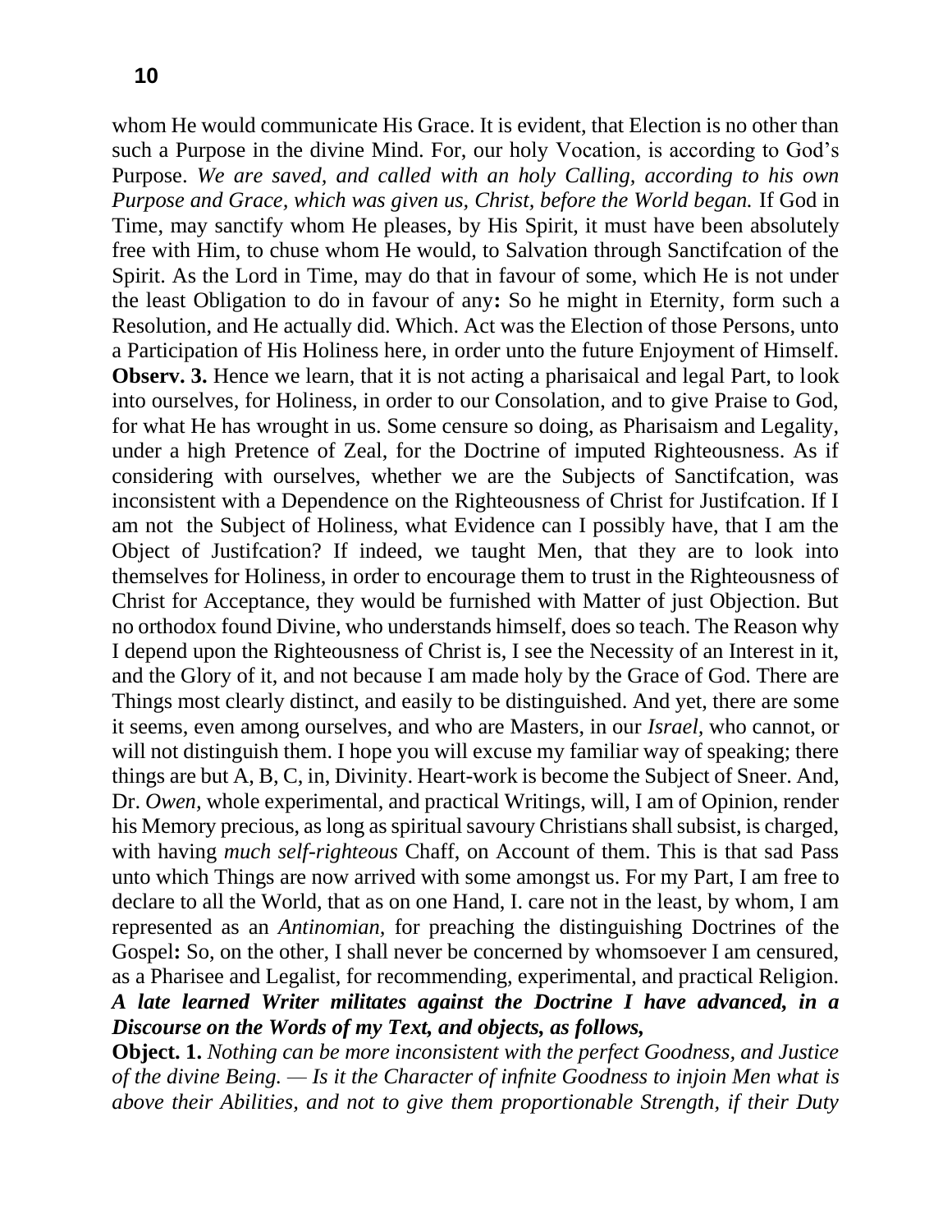whom He would communicate His Grace. It is evident, that Election is no other than such a Purpose in the divine Mind. For, our holy Vocation, is according to God's Purpose. *We are saved, and called with an holy Calling, according to his own Purpose and Grace, which was given us, Christ, before the World began.* If God in Time, may sanctify whom He pleases, by His Spirit, it must have been absolutely free with Him, to chuse whom He would, to Salvation through Sanctifcation of the Spirit. As the Lord in Time, may do that in favour of some, which He is not under the least Obligation to do in favour of any**:** So he might in Eternity, form such a Resolution, and He actually did. Which. Act was the Election of those Persons, unto a Participation of His Holiness here, in order unto the future Enjoyment of Himself. **Observ. 3.** Hence we learn, that it is not acting a pharisaical and legal Part, to look into ourselves, for Holiness, in order to our Consolation, and to give Praise to God, for what He has wrought in us. Some censure so doing, as Pharisaism and Legality, under a high Pretence of Zeal, for the Doctrine of imputed Righteousness. As if considering with ourselves, whether we are the Subjects of Sanctifcation, was inconsistent with a Dependence on the Righteousness of Christ for Justifcation. If I am not the Subject of Holiness, what Evidence can I possibly have, that I am the Object of Justifcation? If indeed, we taught Men, that they are to look into themselves for Holiness, in order to encourage them to trust in the Righteousness of Christ for Acceptance, they would be furnished with Matter of just Objection. But no orthodox found Divine, who understands himself, does so teach. The Reason why I depend upon the Righteousness of Christ is, I see the Necessity of an Interest in it, and the Glory of it, and not because I am made holy by the Grace of God. There are Things most clearly distinct, and easily to be distinguished. And yet, there are some it seems, even among ourselves, and who are Masters, in our *Israel,* who cannot, or will not distinguish them. I hope you will excuse my familiar way of speaking; there things are but A, B, C, in, Divinity. Heart-work is become the Subject of Sneer. And, Dr. *Owen*, whole experimental, and practical Writings, will, I am of Opinion, render his Memory precious, as long as spiritual savoury Christians shall subsist, is charged, with having *much self-righteous* Chaff, on Account of them. This is that sad Pass unto which Things are now arrived with some amongst us. For my Part, I am free to declare to all the World, that as on one Hand, I. care not in the least, by whom, I am represented as an *Antinomian,* for preaching the distinguishing Doctrines of the Gospel**:** So, on the other, I shall never be concerned by whomsoever I am censured, as a Pharisee and Legalist, for recommending, experimental, and practical Religion.

***A late learned Writer militates against the Doctrine I have advanced, in a Discourse on the Words of my Text, and objects, as follows,***

**Object. 1.** *Nothing can be more inconsistent with the perfect Goodness, and Justice of the divine Being. — Is it the Character of infnite Goodness to injoin Men what is above their Abilities, and not to give them proportionable Strength, if their Duty*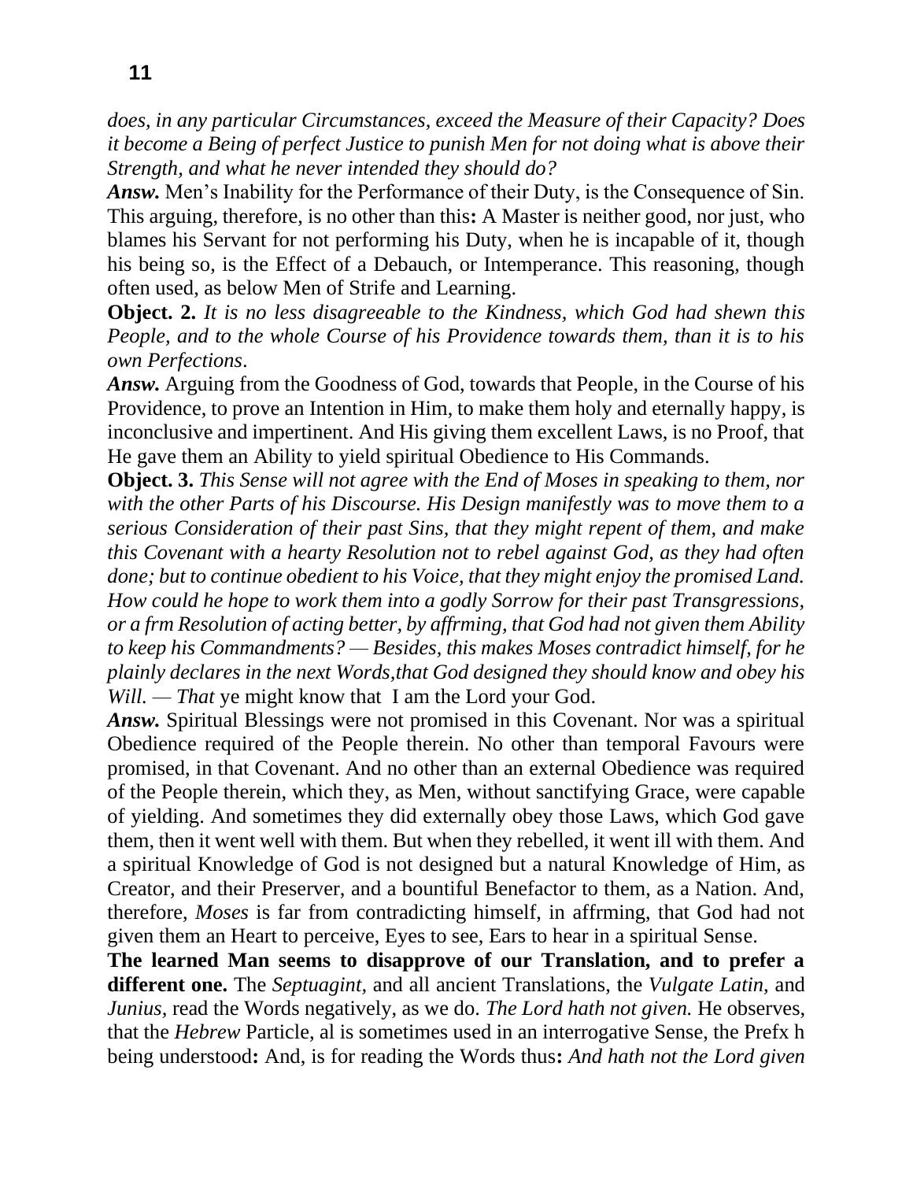*does, in any particular Circumstances, exceed the Measure of their Capacity? Does it become a Being of perfect Justice to punish Men for not doing what is above their Strength, and what he never intended they should do?*

***Answ.*** Men's Inability for the Performance of their Duty, is the Consequence of Sin. This arguing, therefore, is no other than this**:** A Master is neither good, nor just, who blames his Servant for not performing his Duty, when he is incapable of it, though his being so, is the Effect of a Debauch, or Intemperance. This reasoning, though often used, as below Men of Strife and Learning.

**Object. 2.** *It is no less disagreeable to the Kindness, which God had shewn this People, and to the whole Course of his Providence towards them, than it is to his own Perfections*.

***Answ.*** Arguing from the Goodness of God, towards that People, in the Course of his Providence, to prove an Intention in Him, to make them holy and eternally happy, is inconclusive and impertinent. And His giving them excellent Laws, is no Proof, that He gave them an Ability to yield spiritual Obedience to His Commands.

**Object. 3.** *This Sense will not agree with the End of Moses in speaking to them, nor with the other Parts of his Discourse. His Design manifestly was to move them to a serious Consideration of their past Sins, that they might repent of them, and make this Covenant with a hearty Resolution not to rebel against God, as they had often done; but to continue obedient to his Voice, that they might enjoy the promised Land. How could he hope to work them into a godly Sorrow for their past Transgressions, or a frm Resolution of acting better, by affrming, that God had not given them Ability to keep his Commandments? — Besides, this makes Moses contradict himself, for he plainly declares in the next Words,that God designed they should know and obey his Will. — That* ye might know that I am the Lord your God.

***Answ.*** Spiritual Blessings were not promised in this Covenant. Nor was a spiritual Obedience required of the People therein. No other than temporal Favours were promised, in that Covenant. And no other than an external Obedience was required of the People therein, which they, as Men, without sanctifying Grace, were capable of yielding. And sometimes they did externally obey those Laws, which God gave them, then it went well with them. But when they rebelled, it went ill with them. And a spiritual Knowledge of God is not designed but a natural Knowledge of Him, as Creator, and their Preserver, and a bountiful Benefactor to them, as a Nation. And, therefore, *Moses* is far from contradicting himself, in affrming, that God had not given them an Heart to perceive, Eyes to see, Ears to hear in a spiritual Sense.

**The learned Man seems to disapprove of our Translation, and to prefer a different one.** The *Septuagint,* and all ancient Translations, the *Vulgate Latin,* and *Junius,* read the Words negatively, as we do. *The Lord hath not given.* He observes, that the *Hebrew* Particle, al is sometimes used in an interrogative Sense, the Prefx h being understood**:** And, is for reading the Words thus**:** *And hath not the Lord given*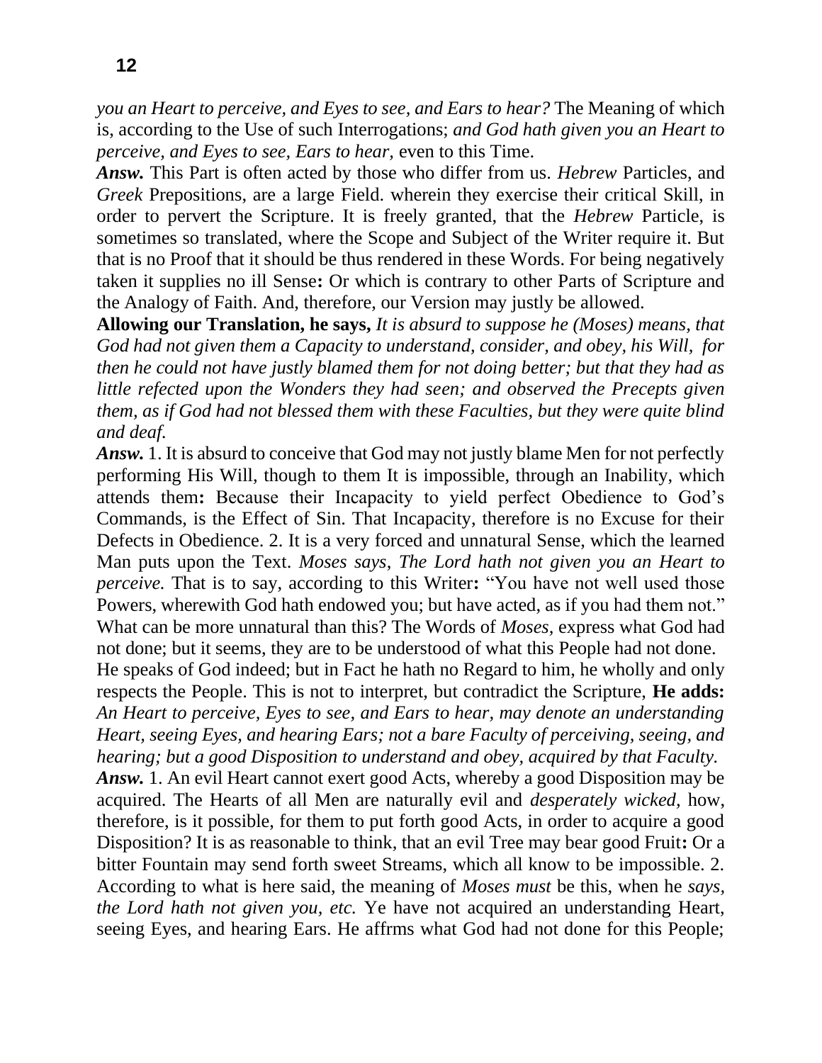*you an Heart to perceive, and Eyes to see, and Ears to hear?* The Meaning of which is, according to the Use of such Interrogations; *and God hath given you an Heart to perceive, and Eyes to see, Ears to hear,* even to this Time.

***Answ.*** This Part is often acted by those who differ from us. *Hebrew* Particles, and *Greek* Prepositions, are a large Field. wherein they exercise their critical Skill, in order to pervert the Scripture. It is freely granted, that the *Hebrew* Particle, is sometimes so translated, where the Scope and Subject of the Writer require it. But that is no Proof that it should be thus rendered in these Words. For being negatively taken it supplies no ill Sense**:** Or which is contrary to other Parts of Scripture and the Analogy of Faith. And, therefore, our Version may justly be allowed.

**Allowing our Translation, he says,** *It is absurd to suppose he (Moses) means, that God had not given them a Capacity to understand, consider, and obey, his Will, for then he could not have justly blamed them for not doing better; but that they had as little refected upon the Wonders they had seen; and observed the Precepts given them, as if God had not blessed them with these Faculties, but they were quite blind and deaf.*

***Answ.*** 1. It is absurd to conceive that God may not justly blame Men for not perfectly performing His Will, though to them It is impossible, through an Inability, which attends them**:** Because their Incapacity to yield perfect Obedience to God's Commands, is the Effect of Sin. That Incapacity, therefore is no Excuse for their Defects in Obedience. 2. It is a very forced and unnatural Sense, which the learned Man puts upon the Text. *Moses says*, *The Lord hath not given you an Heart to perceive.* That is to say, according to this Writer**:** "You have not well used those Powers, wherewith God hath endowed you; but have acted, as if you had them not." What can be more unnatural than this? The Words of *Moses*, express what God had not done; but it seems, they are to be understood of what this People had not done. He speaks of God indeed; but in Fact he hath no Regard to him, he wholly and only respects the People. This is not to interpret, but contradict the Scripture, **He adds:** *An Heart to perceive, Eyes to see, and Ears to hear, may denote an understanding Heart, seeing Eyes, and hearing Ears; not a bare Faculty of perceiving, seeing, and hearing; but a good Disposition to understand and obey, acquired by that Faculty.*

***Answ.*** 1. An evil Heart cannot exert good Acts, whereby a good Disposition may be acquired. The Hearts of all Men are naturally evil and *desperately wicked*, how, therefore, is it possible, for them to put forth good Acts, in order to acquire a good Disposition? It is as reasonable to think, that an evil Tree may bear good Fruit**:** Or a bitter Fountain may send forth sweet Streams, which all know to be impossible. 2. According to what is here said, the meaning of *Moses must* be this, when he *says, the Lord hath not given you, etc.* Ye have not acquired an understanding Heart, seeing Eyes, and hearing Ears. He affrms what God had not done for this People;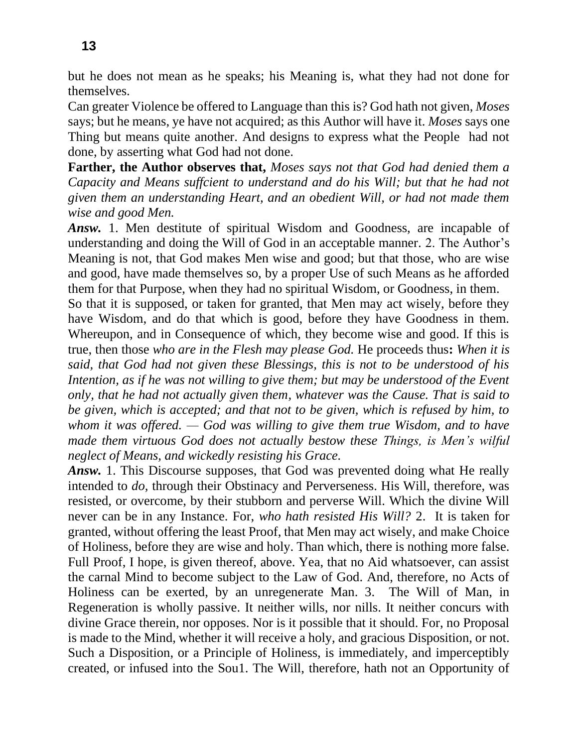but he does not mean as he speaks; his Meaning is, what they had not done for themselves.

Can greater Violence be offered to Language than this is? God hath not given, *Moses* says; but he means, ye have not acquired; as this Author will have it. *Moses* says one Thing but means quite another. And designs to express what the People had not done, by asserting what God had not done.

**Farther, the Author observes that,** *Moses says not that God had denied them a Capacity and Means suffcient to understand and do his Will; but that he had not given them an understanding Heart, and an obedient Will, or had not made them wise and good Men.*

***Answ.*** 1. Men destitute of spiritual Wisdom and Goodness, are incapable of understanding and doing the Will of God in an acceptable manner. 2. The Author's Meaning is not, that God makes Men wise and good; but that those, who are wise and good, have made themselves so, by a proper Use of such Means as he afforded them for that Purpose, when they had no spiritual Wisdom, or Goodness, in them.

So that it is supposed, or taken for granted, that Men may act wisely, before they have Wisdom, and do that which is good, before they have Goodness in them. Whereupon, and in Consequence of which, they become wise and good. If this is true, then those *who are in the Flesh may please God.* He proceeds thus**:** *When it is said, that God had not given these Blessings, this is not to be understood of his Intention, as if he was not willing to give them; but may be understood of the Event only, that he had not actually given them, whatever was the Cause. That is said to be given, which is accepted; and that not to be given, which is refused by him, to whom it was offered. — God was willing to give them true Wisdom, and to have made them virtuous God does not actually bestow these Things, is Men's wilful neglect of Means, and wickedly resisting his Grace.*

***Answ.*** 1. This Discourse supposes, that God was prevented doing what He really intended to *do*, through their Obstinacy and Perverseness. His Will, therefore, was resisted, or overcome, by their stubborn and perverse Will. Which the divine Will never can be in any Instance. For, *who hath resisted His Will?* 2. It is taken for granted, without offering the least Proof, that Men may act wisely, and make Choice of Holiness, before they are wise and holy. Than which, there is nothing more false. Full Proof, I hope, is given thereof, above. Yea, that no Aid whatsoever, can assist the carnal Mind to become subject to the Law of God. And, therefore, no Acts of Holiness can be exerted, by an unregenerate Man. 3. The Will of Man, in Regeneration is wholly passive. It neither wills, nor nills. It neither concurs with divine Grace therein, nor opposes. Nor is it possible that it should. For, no Proposal is made to the Mind, whether it will receive a holy, and gracious Disposition, or not. Such a Disposition, or a Principle of Holiness, is immediately, and imperceptibly created, or infused into the Sou1. The Will, therefore, hath not an Opportunity of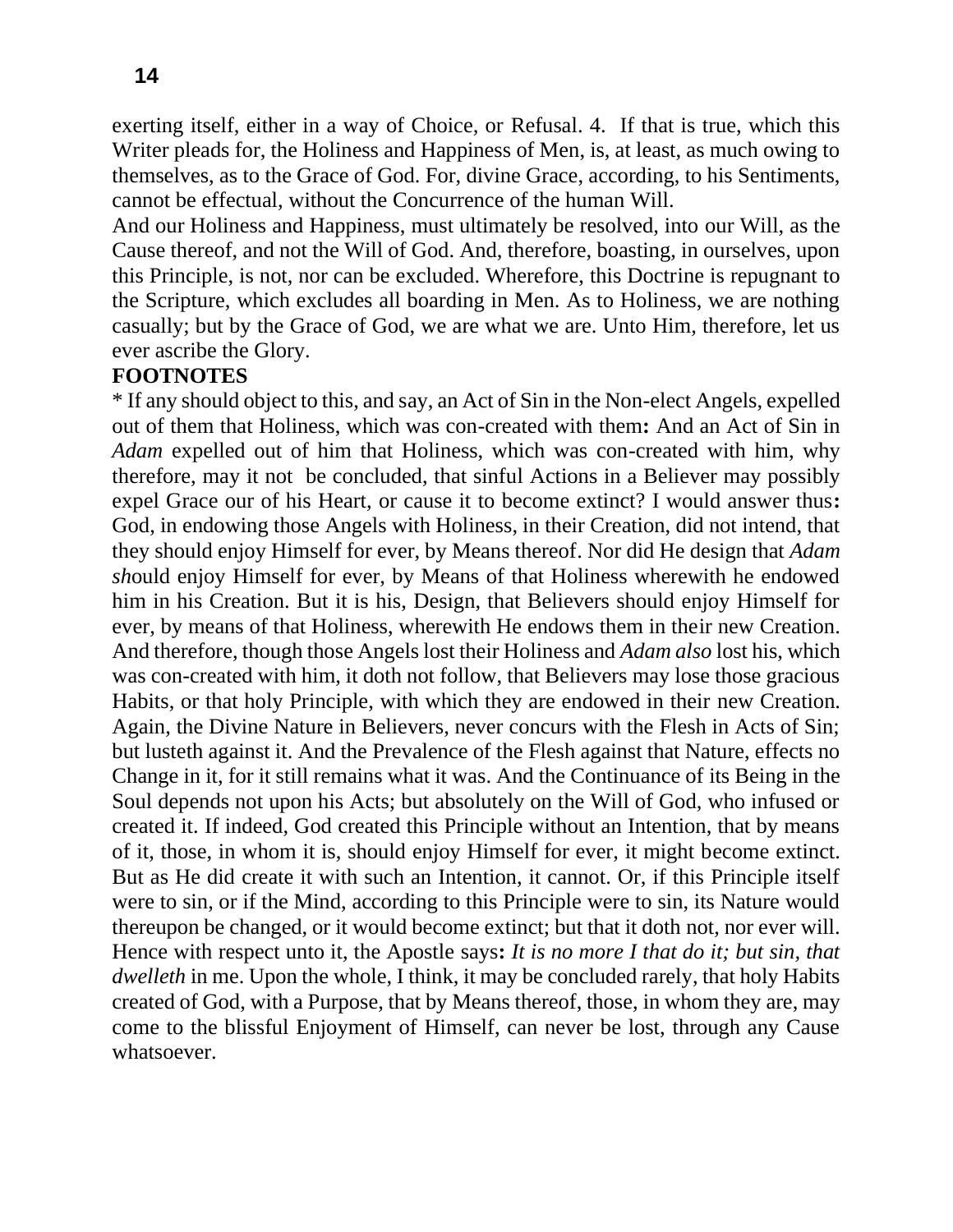exerting itself, either in a way of Choice, or Refusal. 4. If that is true, which this Writer pleads for, the Holiness and Happiness of Men, is, at least, as much owing to themselves, as to the Grace of God. For, divine Grace, according, to his Sentiments, cannot be effectual, without the Concurrence of the human Will.

And our Holiness and Happiness, must ultimately be resolved, into our Will, as the Cause thereof, and not the Will of God. And, therefore, boasting, in ourselves, upon this Principle, is not, nor can be excluded. Wherefore, this Doctrine is repugnant to the Scripture, which excludes all boarding in Men. As to Holiness, we are nothing casually; but by the Grace of God, we are what we are. Unto Him, therefore, let us ever ascribe the Glory.

**FOOTNOTES**

* If any should object to this, and say, an Act of Sin in the Non-elect Angels, expelled out of them that Holiness, which was con-created with them**:** And an Act of Sin in *Adam* expelled out of him that Holiness, which was con-created with him, why therefore, may it not be concluded, that sinful Actions in a Believer may possibly expel Grace our of his Heart, or cause it to become extinct? I would answer thus**:** God, in endowing those Angels with Holiness, in their Creation, did not intend, that they should enjoy Himself for ever, by Means thereof. Nor did He design that *Adam sh*ould enjoy Himself for ever, by Means of that Holiness wherewith he endowed him in his Creation. But it is his, Design, that Believers should enjoy Himself for ever, by means of that Holiness, wherewith He endows them in their new Creation. And therefore, though those Angels lost their Holiness and *Adam also* lost his, which was con-created with him, it doth not follow, that Believers may lose those gracious Habits, or that holy Principle, with which they are endowed in their new Creation. Again, the Divine Nature in Believers, never concurs with the Flesh in Acts of Sin; but lusteth against it. And the Prevalence of the Flesh against that Nature, effects no Change in it, for it still remains what it was. And the Continuance of its Being in the Soul depends not upon his Acts; but absolutely on the Will of God, who infused or created it. If indeed, God created this Principle without an Intention, that by means of it, those, in whom it is, should enjoy Himself for ever, it might become extinct. But as He did create it with such an Intention, it cannot. Or, if this Principle itself were to sin, or if the Mind, according to this Principle were to sin, its Nature would thereupon be changed, or it would become extinct; but that it doth not, nor ever will. Hence with respect unto it, the Apostle says**:** *It is no more I that do it; but sin, that dwelleth* in me. Upon the whole, I think, it may be concluded rarely, that holy Habits created of God, with a Purpose, that by Means thereof, those, in whom they are, may come to the blissful Enjoyment of Himself, can never be lost, through any Cause whatsoever.